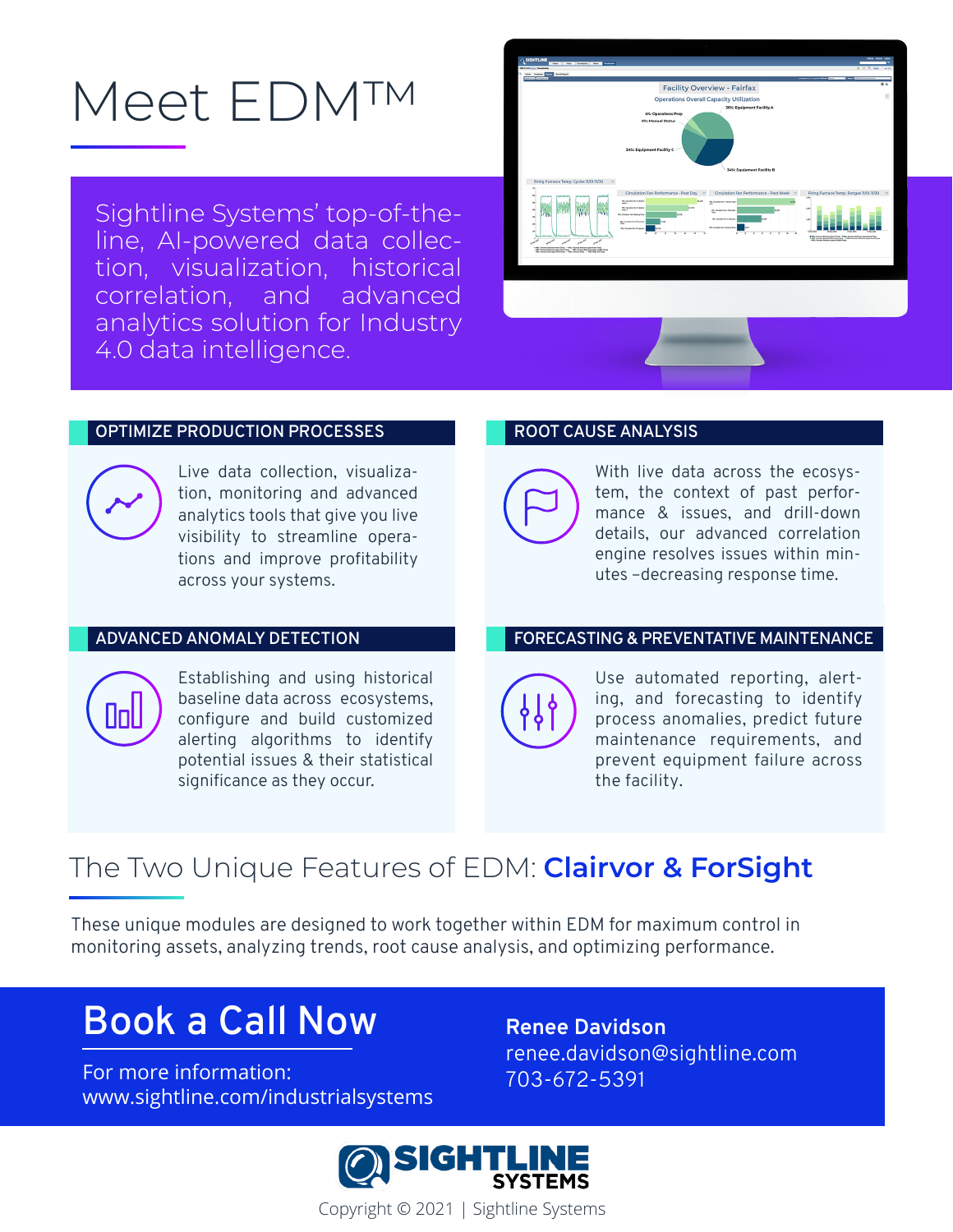# Meet EDM™

Sightline Systems' top-of-the-line, AI-powered data collection, visualization, historical correlation, and advanced analytics solution for Industry 4.0 data intelligence.

## OPTIMIZE PRODUCTION PROCESSES

Live data collection, visualization, monitoring and advanced analytics tools that give you live visibility to streamline operations and improve profitability across your systems.

## ROOT CAUSE ANALYSIS

With live data across the ecosystem, the context of past performance & issues, and drill-down details, our advanced correlation engine resolves issues within minutes –decreasing response time.

## ADVANCED ANOMALY DETECTION

Establishing and using historical baseline data across ecosystems, configure and build customized alerting algorithms to identify potential issues & their statistical significance as they occur.

## FORECASTING & PREVENTATIVE MAINTENANCE

Use automated reporting, alerting, and forecasting to identify process anomalies, predict future maintenance requirements, and prevent equipment failure across the facility.

## The Two Unique Features of EDM: **Clairvor & ForSight**

These unique modules are designed to work together within EDM for maximum control in monitoring assets, analyzing trends, root cause analysis, and optimizing performance.

## Book a Call Now

For more information:
www.sightline.com/industrialsystems

**Renee Davidson**
renee.davidson@sightline.com
703-672-5391

SIGHTLINE SYSTEMS

Copyright © 2021 | Sightline Systems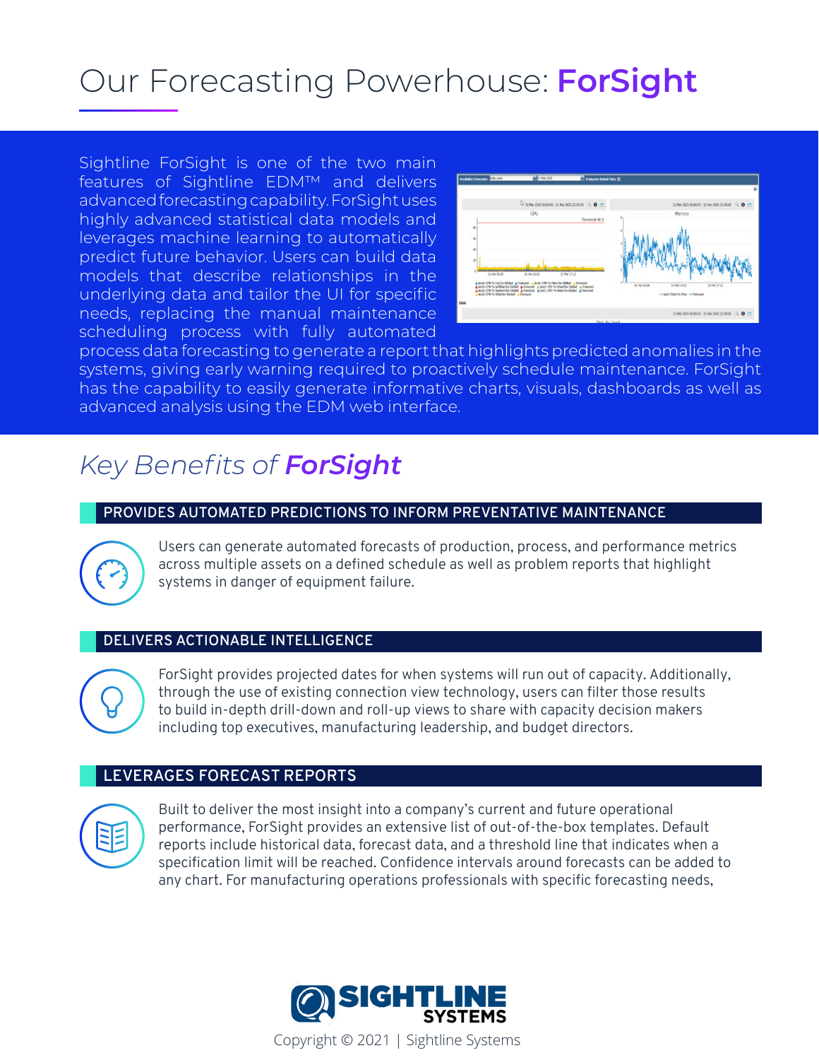# Our Forecasting Powerhouse: **ForSight**

Sightline ForSight is one of the two main features of Sightline EDM™ and delivers advanced forecasting capability. ForSight uses highly advanced statistical data models and leverages machine learning to automatically predict future behavior. Users can build data models that describe relationships in the underlying data and tailor the UI for specific needs, replacing the manual maintenance scheduling process with fully automated process data forecasting to generate a report that highlights predicted anomalies in the systems, giving early warning required to proactively schedule maintenance. ForSight has the capability to easily generate informative charts, visuals, dashboards as well as advanced analysis using the EDM web interface.

## *Key Benefits of* ***ForSight***

### PROVIDES AUTOMATED PREDICTIONS TO INFORM PREVENTATIVE MAINTENANCE

Users can generate automated forecasts of production, process, and performance metrics across multiple assets on a defined schedule as well as problem reports that highlight systems in danger of equipment failure.

### DELIVERS ACTIONABLE INTELLIGENCE

ForSight provides projected dates for when systems will run out of capacity. Additionally, through the use of existing connection view technology, users can filter those results to build in-depth drill-down and roll-up views to share with capacity decision makers including top executives, manufacturing leadership, and budget directors.

### LEVERAGES FORECAST REPORTS

Built to deliver the most insight into a company's current and future operational performance, ForSight provides an extensive list of out-of-the-box templates. Default reports include historical data, forecast data, and a threshold line that indicates when a specification limit will be reached. Confidence intervals around forecasts can be added to any chart. For manufacturing operations professionals with specific forecasting needs,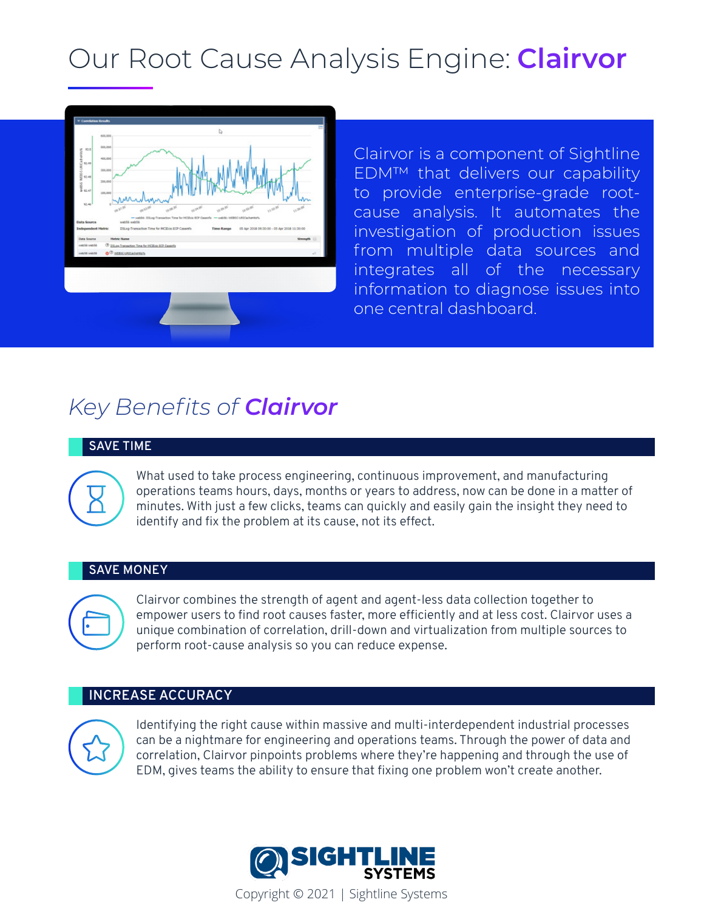# Our Root Cause Analysis Engine: **Clairvor**

Clairvor is a component of Sightline EDM™ that delivers our capability to provide enterprise-grade root-cause analysis. It automates the investigation of production issues from multiple data sources and integrates all of the necessary information to diagnose issues into one central dashboard.

## *Key Benefits of **Clairvor***

### SAVE TIME

What used to take process engineering, continuous improvement, and manufacturing operations teams hours, days, months or years to address, now can be done in a matter of minutes. With just a few clicks, teams can quickly and easily gain the insight they need to identify and fix the problem at its cause, not its effect.

### SAVE MONEY

Clairvor combines the strength of agent and agent-less data collection together to empower users to find root causes faster, more efficiently and at less cost. Clairvor uses a unique combination of correlation, drill-down and virtualization from multiple sources to perform root-cause analysis so you can reduce expense.

### INCREASE ACCURACY

Identifying the right cause within massive and multi-interdependent industrial processes can be a nightmare for engineering and operations teams. Through the power of data and correlation, Clairvor pinpoints problems where they're happening and through the use of EDM, gives teams the ability to ensure that fixing one problem won't create another.

SIGHTLINE SYSTEMS

Copyright © 2021 | Sightline Systems